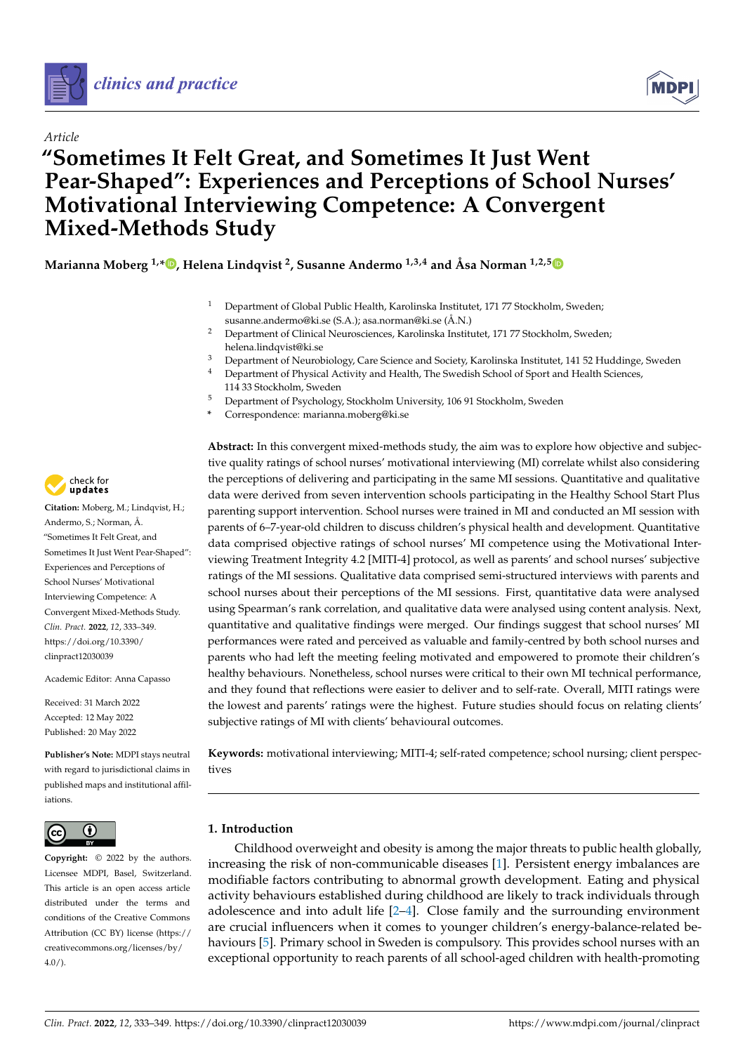*Article*

# "Sometimes It Felt Great, and Sometimes It Just Went Pear-Shaped": Experiences and Perceptions of School Nurses' Motivational Interviewing Competence: A Convergent Mixed-Methods Study

**Marianna Moberg [1,*], Helena Lindqvist [2], Susanne Andermo [1,3,4] and Åsa Norman [1,2,5]**

[1] Department of Global Public Health, Karolinska Institutet, 171 77 Stockholm, Sweden; susanne.andermo@ki.se (S.A.); asa.norman@ki.se (Å.N.)
[2] Department of Clinical Neurosciences, Karolinska Institutet, 171 77 Stockholm, Sweden; helena.lindqvist@ki.se
[3] Department of Neurobiology, Care Science and Society, Karolinska Institutet, 141 52 Huddinge, Sweden
[4] Department of Physical Activity and Health, The Swedish School of Sport and Health Sciences, 114 33 Stockholm, Sweden
[5] Department of Psychology, Stockholm University, 106 91 Stockholm, Sweden
\* Correspondence: marianna.moberg@ki.se

**Citation:** Moberg, M.; Lindqvist, H.; Andermo, S.; Norman, Å. "Sometimes It Felt Great, and Sometimes It Just Went Pear-Shaped": Experiences and Perceptions of School Nurses' Motivational Interviewing Competence: A Convergent Mixed-Methods Study. *Clin. Pract.* **2022**, *12*, 333–349. https://doi.org/10.3390/clinpract12030039

Academic Editor: Anna Capasso

Received: 31 March 2022
Accepted: 12 May 2022
Published: 20 May 2022

**Publisher's Note:** MDPI stays neutral with regard to jurisdictional claims in published maps and institutional affiliations.

**Copyright:** © 2022 by the authors. Licensee MDPI, Basel, Switzerland. This article is an open access article distributed under the terms and conditions of the Creative Commons Attribution (CC BY) license (https://creativecommons.org/licenses/by/4.0/).

**Abstract:** In this convergent mixed-methods study, the aim was to explore how objective and subjective quality ratings of school nurses' motivational interviewing (MI) correlate whilst also considering the perceptions of delivering and participating in the same MI sessions. Quantitative and qualitative data were derived from seven intervention schools participating in the Healthy School Start Plus parenting support intervention. School nurses were trained in MI and conducted an MI session with parents of 6–7-year-old children to discuss children's physical health and development. Quantitative data comprised objective ratings of school nurses' MI competence using the Motivational Interviewing Treatment Integrity 4.2 [MITI-4] protocol, as well as parents' and school nurses' subjective ratings of the MI sessions. Qualitative data comprised semi-structured interviews with parents and school nurses about their perceptions of the MI sessions. First, quantitative data were analysed using Spearman's rank correlation, and qualitative data were analysed using content analysis. Next, quantitative and qualitative findings were merged. Our findings suggest that school nurses' MI performances were rated and perceived as valuable and family-centred by both school nurses and parents who had left the meeting feeling motivated and empowered to promote their children's healthy behaviours. Nonetheless, school nurses were critical to their own MI technical performance, and they found that reflections were easier to deliver and to self-rate. Overall, MITI ratings were the lowest and parents' ratings were the highest. Future studies should focus on relating clients' subjective ratings of MI with clients' behavioural outcomes.

**Keywords:** motivational interviewing; MITI-4; self-rated competence; school nursing; client perspectives

## 1. Introduction

Childhood overweight and obesity is among the major threats to public health globally, increasing the risk of non-communicable diseases [1]. Persistent energy imbalances are modifiable factors contributing to abnormal growth development. Eating and physical activity behaviours established during childhood are likely to track individuals through adolescence and into adult life [2–4]. Close family and the surrounding environment are crucial influencers when it comes to younger children's energy-balance-related behaviours [5]. Primary school in Sweden is compulsory. This provides school nurses with an exceptional opportunity to reach parents of all school-aged children with health-promoting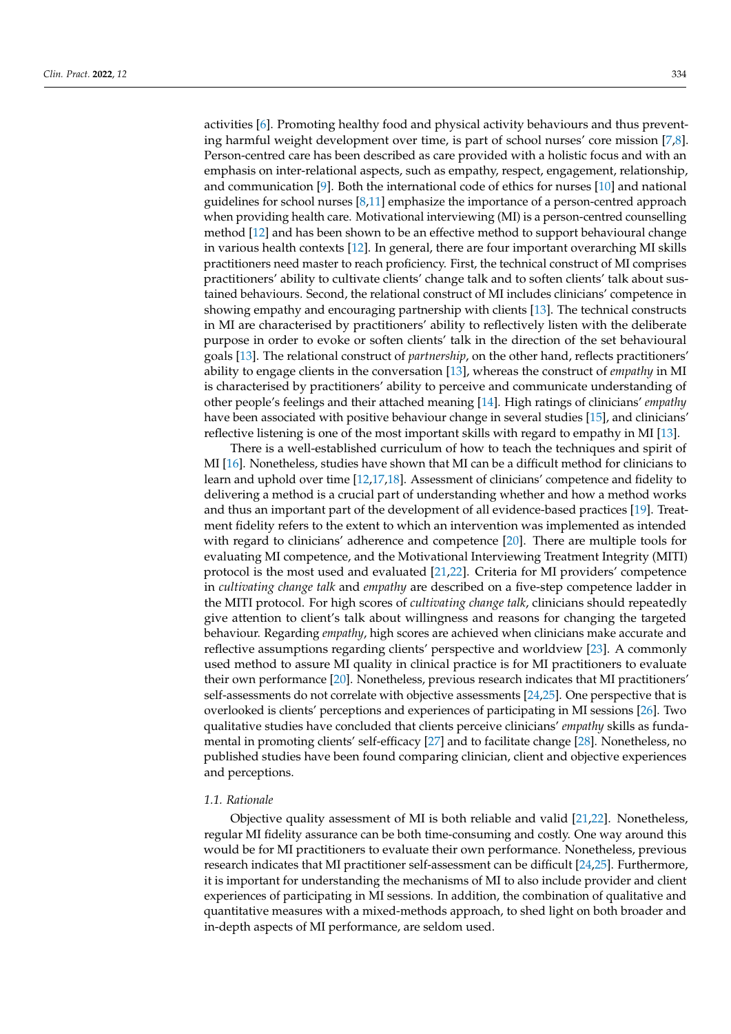activities [6]. Promoting healthy food and physical activity behaviours and thus preventing harmful weight development over time, is part of school nurses' core mission [7,8]. Person-centred care has been described as care provided with a holistic focus and with an emphasis on inter-relational aspects, such as empathy, respect, engagement, relationship, and communication [9]. Both the international code of ethics for nurses [10] and national guidelines for school nurses [8,11] emphasize the importance of a person-centred approach when providing health care. Motivational interviewing (MI) is a person-centred counselling method [12] and has been shown to be an effective method to support behavioural change in various health contexts [12]. In general, there are four important overarching MI skills practitioners need master to reach proficiency. First, the technical construct of MI comprises practitioners' ability to cultivate clients' change talk and to soften clients' talk about sustained behaviours. Second, the relational construct of MI includes clinicians' competence in showing empathy and encouraging partnership with clients [13]. The technical constructs in MI are characterised by practitioners' ability to reflectively listen with the deliberate purpose in order to evoke or soften clients' talk in the direction of the set behavioural goals [13]. The relational construct of *partnership*, on the other hand, reflects practitioners' ability to engage clients in the conversation [13], whereas the construct of *empathy* in MI is characterised by practitioners' ability to perceive and communicate understanding of other people's feelings and their attached meaning [14]. High ratings of clinicians' *empathy* have been associated with positive behaviour change in several studies [15], and clinicians' reflective listening is one of the most important skills with regard to empathy in MI [13].

There is a well-established curriculum of how to teach the techniques and spirit of MI [16]. Nonetheless, studies have shown that MI can be a difficult method for clinicians to learn and uphold over time [12,17,18]. Assessment of clinicians' competence and fidelity to delivering a method is a crucial part of understanding whether and how a method works and thus an important part of the development of all evidence-based practices [19]. Treatment fidelity refers to the extent to which an intervention was implemented as intended with regard to clinicians' adherence and competence [20]. There are multiple tools for evaluating MI competence, and the Motivational Interviewing Treatment Integrity (MITI) protocol is the most used and evaluated [21,22]. Criteria for MI providers' competence in *cultivating change talk* and *empathy* are described on a five-step competence ladder in the MITI protocol. For high scores of *cultivating change talk*, clinicians should repeatedly give attention to client's talk about willingness and reasons for changing the targeted behaviour. Regarding *empathy*, high scores are achieved when clinicians make accurate and reflective assumptions regarding clients' perspective and worldview [23]. A commonly used method to assure MI quality in clinical practice is for MI practitioners to evaluate their own performance [20]. Nonetheless, previous research indicates that MI practitioners' self-assessments do not correlate with objective assessments [24,25]. One perspective that is overlooked is clients' perceptions and experiences of participating in MI sessions [26]. Two qualitative studies have concluded that clients perceive clinicians' *empathy* skills as fundamental in promoting clients' self-efficacy [27] and to facilitate change [28]. Nonetheless, no published studies have been found comparing clinician, client and objective experiences and perceptions.

### 1.1. Rationale

Objective quality assessment of MI is both reliable and valid [21,22]. Nonetheless, regular MI fidelity assurance can be both time-consuming and costly. One way around this would be for MI practitioners to evaluate their own performance. Nonetheless, previous research indicates that MI practitioner self-assessment can be difficult [24,25]. Furthermore, it is important for understanding the mechanisms of MI to also include provider and client experiences of participating in MI sessions. In addition, the combination of qualitative and quantitative measures with a mixed-methods approach, to shed light on both broader and in-depth aspects of MI performance, are seldom used.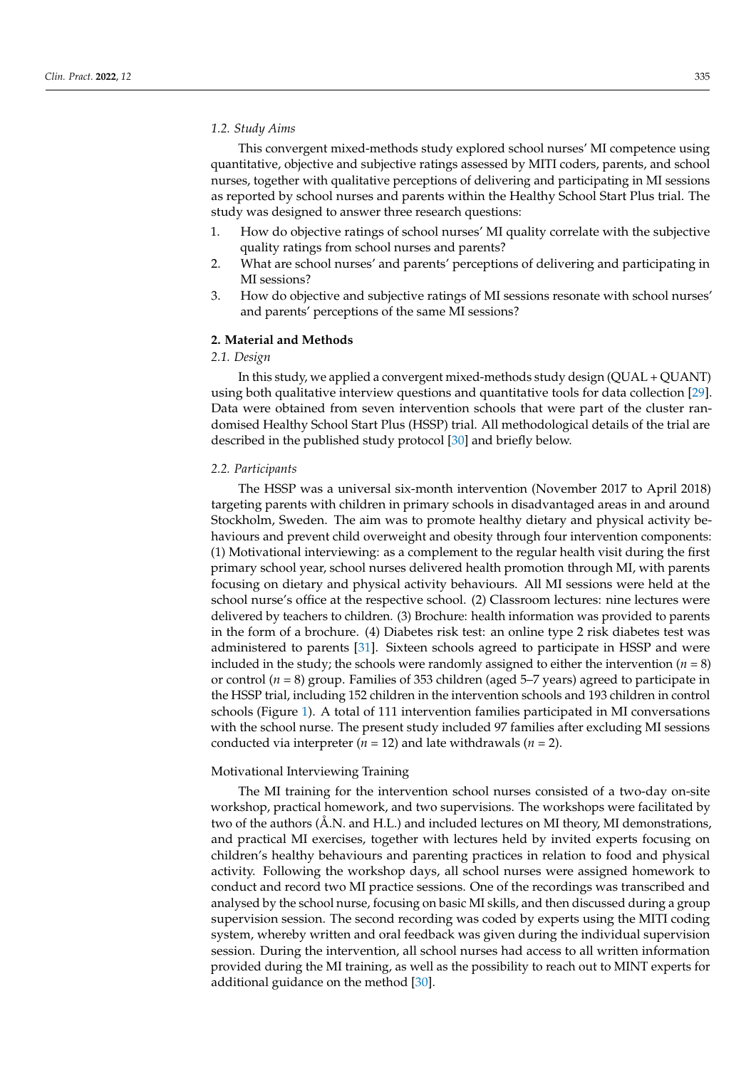### 1.2. Study Aims

This convergent mixed-methods study explored school nurses' MI competence using quantitative, objective and subjective ratings assessed by MITI coders, parents, and school nurses, together with qualitative perceptions of delivering and participating in MI sessions as reported by school nurses and parents within the Healthy School Start Plus trial. The study was designed to answer three research questions:

1. How do objective ratings of school nurses' MI quality correlate with the subjective quality ratings from school nurses and parents?
2. What are school nurses' and parents' perceptions of delivering and participating in MI sessions?
3. How do objective and subjective ratings of MI sessions resonate with school nurses' and parents' perceptions of the same MI sessions?

## 2. Material and Methods

### 2.1. Design

In this study, we applied a convergent mixed-methods study design (QUAL + QUANT) using both qualitative interview questions and quantitative tools for data collection [29]. Data were obtained from seven intervention schools that were part of the cluster randomised Healthy School Start Plus (HSSP) trial. All methodological details of the trial are described in the published study protocol [30] and briefly below.

### 2.2. Participants

The HSSP was a universal six-month intervention (November 2017 to April 2018) targeting parents with children in primary schools in disadvantaged areas in and around Stockholm, Sweden. The aim was to promote healthy dietary and physical activity behaviours and prevent child overweight and obesity through four intervention components: (1) Motivational interviewing: as a complement to the regular health visit during the first primary school year, school nurses delivered health promotion through MI, with parents focusing on dietary and physical activity behaviours. All MI sessions were held at the school nurse's office at the respective school. (2) Classroom lectures: nine lectures were delivered by teachers to children. (3) Brochure: health information was provided to parents in the form of a brochure. (4) Diabetes risk test: an online type 2 risk diabetes test was administered to parents [31]. Sixteen schools agreed to participate in HSSP and were included in the study; the schools were randomly assigned to either the intervention ($n$ = 8) or control ($n$ = 8) group. Families of 353 children (aged 5–7 years) agreed to participate in the HSSP trial, including 152 children in the intervention schools and 193 children in control schools (Figure 1). A total of 111 intervention families participated in MI conversations with the school nurse. The present study included 97 families after excluding MI sessions conducted via interpreter ($n$ = 12) and late withdrawals ($n$ = 2).

#### Motivational Interviewing Training

The MI training for the intervention school nurses consisted of a two-day on-site workshop, practical homework, and two supervisions. The workshops were facilitated by two of the authors (Å.N. and H.L.) and included lectures on MI theory, MI demonstrations, and practical MI exercises, together with lectures held by invited experts focusing on children's healthy behaviours and parenting practices in relation to food and physical activity. Following the workshop days, all school nurses were assigned homework to conduct and record two MI practice sessions. One of the recordings was transcribed and analysed by the school nurse, focusing on basic MI skills, and then discussed during a group supervision session. The second recording was coded by experts using the MITI coding system, whereby written and oral feedback was given during the individual supervision session. During the intervention, all school nurses had access to all written information provided during the MI training, as well as the possibility to reach out to MINT experts for additional guidance on the method [30].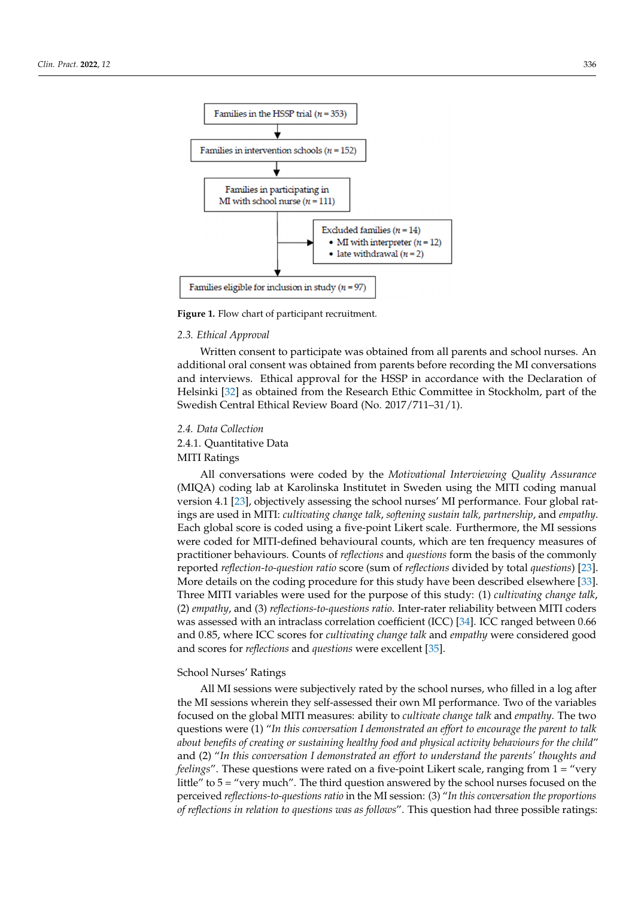Families in the HSSP trial ($n$ = 353)

↓

Families in intervention schools ($n$ = 152)

↓

Families in participating in MI with school nurse ($n$ = 111)

→ Excluded families ($n$ = 14)
- MI with interpreter ($n$ = 12)
- late withdrawal ($n$ = 2)

↓

Families eligible for inclusion in study ($n$ = 97)

**Figure 1.** Flow chart of participant recruitment.

### 2.3. Ethical Approval

Written consent to participate was obtained from all parents and school nurses. An additional oral consent was obtained from parents before recording the MI conversations and interviews. Ethical approval for the HSSP in accordance with the Declaration of Helsinki [32] as obtained from the Research Ethic Committee in Stockholm, part of the Swedish Central Ethical Review Board (No. 2017/711–31/1).

### 2.4. Data Collection

#### 2.4.1. Quantitative Data

##### MITI Ratings

All conversations were coded by the *Motivational Interviewing Quality Assurance* (MIQA) coding lab at Karolinska Institutet in Sweden using the MITI coding manual version 4.1 [23], objectively assessing the school nurses' MI performance. Four global ratings are used in MITI: *cultivating change talk*, *softening sustain talk, partnership*, and *empathy*. Each global score is coded using a five-point Likert scale. Furthermore, the MI sessions were coded for MITI-defined behavioural counts, which are ten frequency measures of practitioner behaviours. Counts of *reflections* and *questions* form the basis of the commonly reported *reflection-to-question ratio* score (sum of *reflections* divided by total *questions*) [23]. More details on the coding procedure for this study have been described elsewhere [33]. Three MITI variables were used for the purpose of this study: (1) *cultivating change talk*, (2) *empathy*, and (3) *reflections-to-questions ratio*. Inter-rater reliability between MITI coders was assessed with an intraclass correlation coefficient (ICC) [34]. ICC ranged between 0.66 and 0.85, where ICC scores for *cultivating change talk* and *empathy* were considered good and scores for *reflections* and *questions* were excellent [35].

##### School Nurses' Ratings

All MI sessions were subjectively rated by the school nurses, who filled in a log after the MI sessions wherein they self-assessed their own MI performance. Two of the variables focused on the global MITI measures: ability to *cultivate change talk* and *empathy*. The two questions were (1) "*In this conversation I demonstrated an effort to encourage the parent to talk about benefits of creating or sustaining healthy food and physical activity behaviours for the child*" and (2) "*In this conversation I demonstrated an effort to understand the parents' thoughts and feelings*". These questions were rated on a five-point Likert scale, ranging from 1 = "very little" to 5 = "very much". The third question answered by the school nurses focused on the perceived *reflections-to-questions ratio* in the MI session: (3) "*In this conversation the proportions of reflections in relation to questions was as follows*". This question had three possible ratings: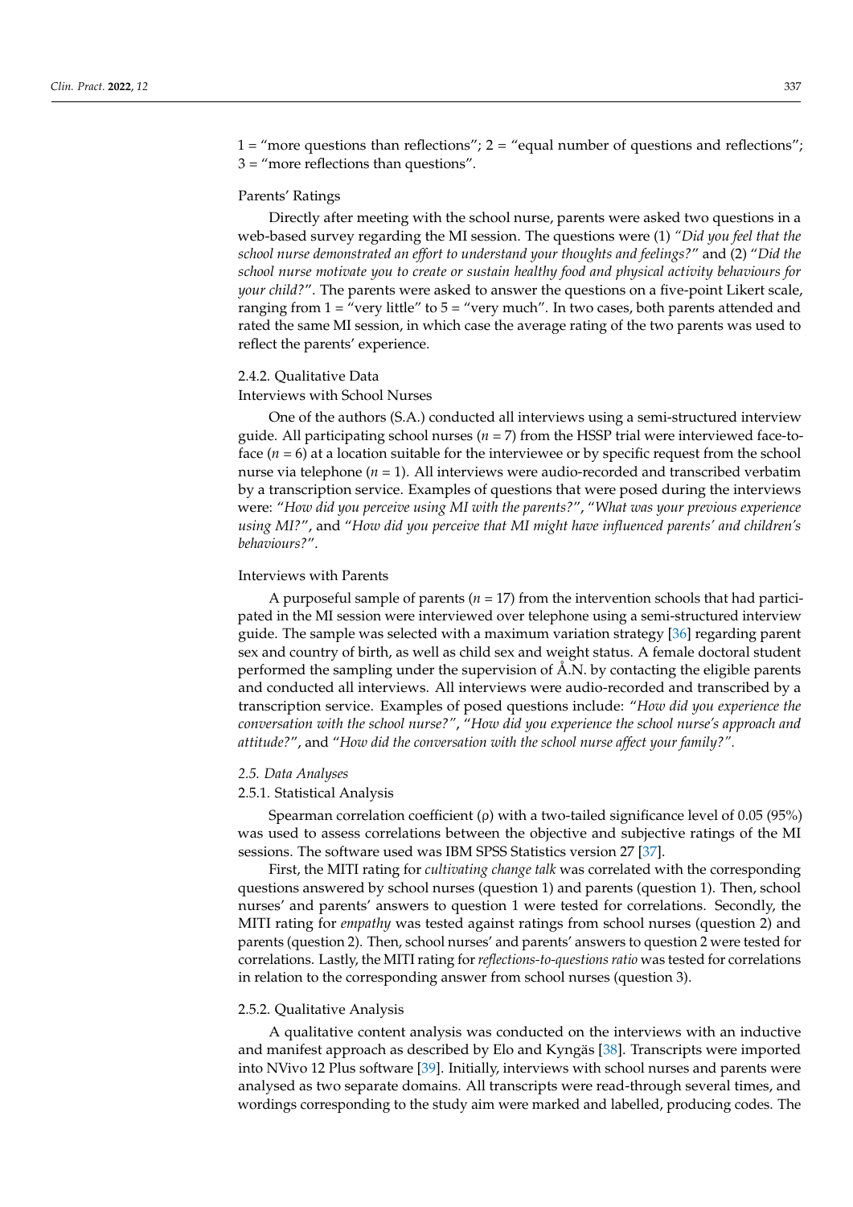1 = "more questions than reflections"; 2 = "equal number of questions and reflections"; 3 = "more reflections than questions".

Parents' Ratings

Directly after meeting with the school nurse, parents were asked two questions in a web-based survey regarding the MI session. The questions were (1) *"Did you feel that the school nurse demonstrated an effort to understand your thoughts and feelings?"* and (2) "*Did the school nurse motivate you to create or sustain healthy food and physical activity behaviours for your child?*". The parents were asked to answer the questions on a five-point Likert scale, ranging from 1 = "very little" to 5 = "very much". In two cases, both parents attended and rated the same MI session, in which case the average rating of the two parents was used to reflect the parents' experience.

#### 2.4.2. Qualitative Data

Interviews with School Nurses

One of the authors (S.A.) conducted all interviews using a semi-structured interview guide. All participating school nurses ($n = 7$) from the HSSP trial were interviewed face-to-face ($n = 6$) at a location suitable for the interviewee or by specific request from the school nurse via telephone ($n = 1$). All interviews were audio-recorded and transcribed verbatim by a transcription service. Examples of questions that were posed during the interviews were: "*How did you perceive using MI with the parents?*", "*What was your previous experience using MI?*", and "*How did you perceive that MI might have influenced parents' and children's behaviours?*".

Interviews with Parents

A purposeful sample of parents ($n = 17$) from the intervention schools that had participated in the MI session were interviewed over telephone using a semi-structured interview guide. The sample was selected with a maximum variation strategy [36] regarding parent sex and country of birth, as well as child sex and weight status. A female doctoral student performed the sampling under the supervision of Å.N. by contacting the eligible parents and conducted all interviews. All interviews were audio-recorded and transcribed by a transcription service. Examples of posed questions include: "*How did you experience the conversation with the school nurse?"*, "*How did you experience the school nurse's approach and attitude?*", and "*How did the conversation with the school nurse affect your family?"*.

### 2.5. Data Analyses

#### 2.5.1. Statistical Analysis

Spearman correlation coefficient (ρ) with a two-tailed significance level of 0.05 (95%) was used to assess correlations between the objective and subjective ratings of the MI sessions. The software used was IBM SPSS Statistics version 27 [37].

First, the MITI rating for *cultivating change talk* was correlated with the corresponding questions answered by school nurses (question 1) and parents (question 1). Then, school nurses' and parents' answers to question 1 were tested for correlations. Secondly, the MITI rating for *empathy* was tested against ratings from school nurses (question 2) and parents (question 2). Then, school nurses' and parents' answers to question 2 were tested for correlations. Lastly, the MITI rating for *reflections-to-questions ratio* was tested for correlations in relation to the corresponding answer from school nurses (question 3).

#### 2.5.2. Qualitative Analysis

A qualitative content analysis was conducted on the interviews with an inductive and manifest approach as described by Elo and Kyngäs [38]. Transcripts were imported into NVivo 12 Plus software [39]. Initially, interviews with school nurses and parents were analysed as two separate domains. All transcripts were read-through several times, and wordings corresponding to the study aim were marked and labelled, producing codes. The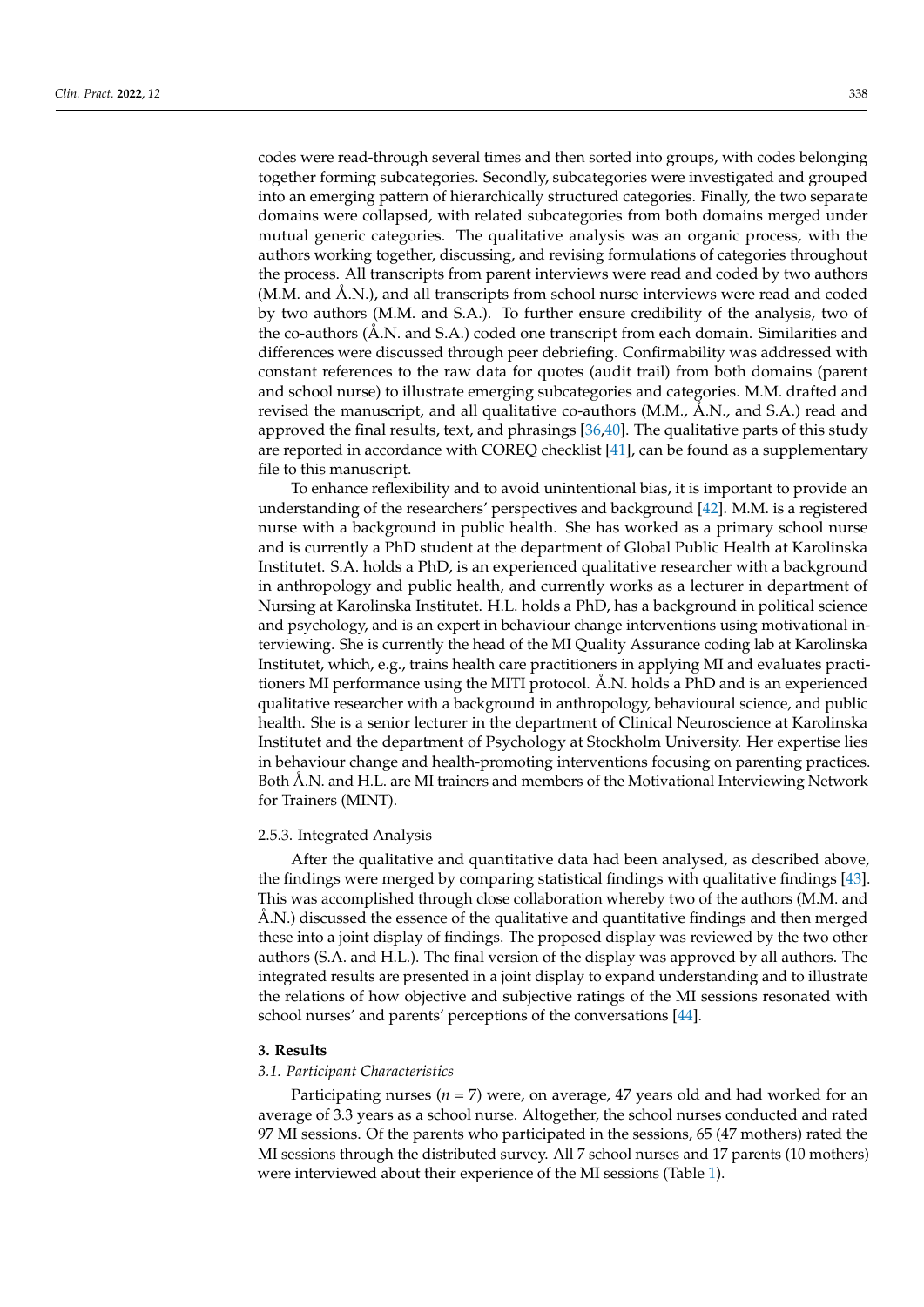codes were read-through several times and then sorted into groups, with codes belonging together forming subcategories. Secondly, subcategories were investigated and grouped into an emerging pattern of hierarchically structured categories. Finally, the two separate domains were collapsed, with related subcategories from both domains merged under mutual generic categories. The qualitative analysis was an organic process, with the authors working together, discussing, and revising formulations of categories throughout the process. All transcripts from parent interviews were read and coded by two authors (M.M. and Å.N.), and all transcripts from school nurse interviews were read and coded by two authors (M.M. and S.A.). To further ensure credibility of the analysis, two of the co-authors (Å.N. and S.A.) coded one transcript from each domain. Similarities and differences were discussed through peer debriefing. Confirmability was addressed with constant references to the raw data for quotes (audit trail) from both domains (parent and school nurse) to illustrate emerging subcategories and categories. M.M. drafted and revised the manuscript, and all qualitative co-authors (M.M., Å.N., and S.A.) read and approved the final results, text, and phrasings [36,40]. The qualitative parts of this study are reported in accordance with COREQ checklist [41], can be found as a supplementary file to this manuscript.

To enhance reflexibility and to avoid unintentional bias, it is important to provide an understanding of the researchers' perspectives and background [42]. M.M. is a registered nurse with a background in public health. She has worked as a primary school nurse and is currently a PhD student at the department of Global Public Health at Karolinska Institutet. S.A. holds a PhD, is an experienced qualitative researcher with a background in anthropology and public health, and currently works as a lecturer in department of Nursing at Karolinska Institutet. H.L. holds a PhD, has a background in political science and psychology, and is an expert in behaviour change interventions using motivational interviewing. She is currently the head of the MI Quality Assurance coding lab at Karolinska Institutet, which, e.g., trains health care practitioners in applying MI and evaluates practitioners MI performance using the MITI protocol. Å.N. holds a PhD and is an experienced qualitative researcher with a background in anthropology, behavioural science, and public health. She is a senior lecturer in the department of Clinical Neuroscience at Karolinska Institutet and the department of Psychology at Stockholm University. Her expertise lies in behaviour change and health-promoting interventions focusing on parenting practices. Both Å.N. and H.L. are MI trainers and members of the Motivational Interviewing Network for Trainers (MINT).

#### 2.5.3. Integrated Analysis

After the qualitative and quantitative data had been analysed, as described above, the findings were merged by comparing statistical findings with qualitative findings [43]. This was accomplished through close collaboration whereby two of the authors (M.M. and Å.N.) discussed the essence of the qualitative and quantitative findings and then merged these into a joint display of findings. The proposed display was reviewed by the two other authors (S.A. and H.L.). The final version of the display was approved by all authors. The integrated results are presented in a joint display to expand understanding and to illustrate the relations of how objective and subjective ratings of the MI sessions resonated with school nurses' and parents' perceptions of the conversations [44].

## 3. Results

### *3.1. Participant Characteristics*

Participating nurses ($n = 7$) were, on average, 47 years old and had worked for an average of 3.3 years as a school nurse. Altogether, the school nurses conducted and rated 97 MI sessions. Of the parents who participated in the sessions, 65 (47 mothers) rated the MI sessions through the distributed survey. All 7 school nurses and 17 parents (10 mothers) were interviewed about their experience of the MI sessions (Table 1).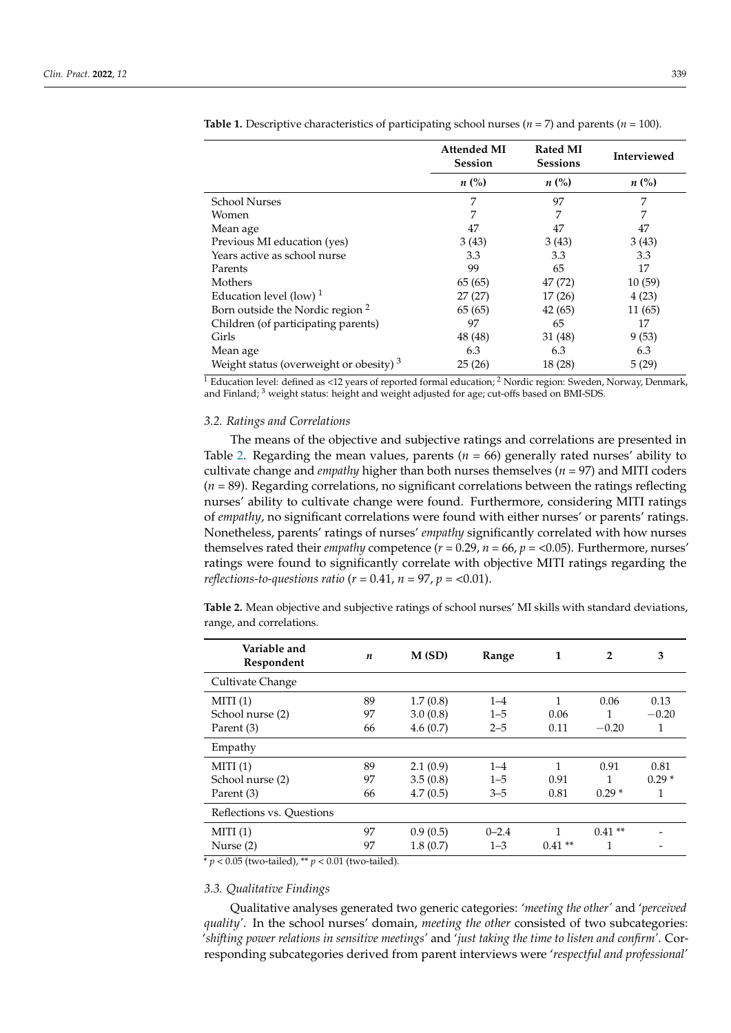**Table 1.** Descriptive characteristics of participating school nurses ($n$ = 7) and parents ($n$ = 100).

| | Attended MI Session | Rated MI Sessions | Interviewed |
|---|---|---|---|
| | *n* (%) | *n* (%) | *n* (%) |
| School Nurses | 7 | 97 | 7 |
| Women | 7 | 7 | 7 |
| Mean age | 47 | 47 | 47 |
| Previous MI education (yes) | 3 (43) | 3 (43) | 3 (43) |
| Years active as school nurse | 3.3 | 3.3 | 3.3 |
| Parents | 99 | 65 | 17 |
| Mothers | 65 (65) | 47 (72) | 10 (59) |
| Education level (low) [1] | 27 (27) | 17 (26) | 4 (23) |
| Born outside the Nordic region [2] | 65 (65) | 42 (65) | 11 (65) |
| Children (of participating parents) | 97 | 65 | 17 |
| Girls | 48 (48) | 31 (48) | 9 (53) |
| Mean age | 6.3 | 6.3 | 6.3 |
| Weight status (overweight or obesity) [3] | 25 (26) | 18 (28) | 5 (29) |

[1] Education level: defined as <12 years of reported formal education; [2] Nordic region: Sweden, Norway, Denmark, and Finland; [3] weight status: height and weight adjusted for age; cut-offs based on BMI-SDS.

### 3.2. Ratings and Correlations

The means of the objective and subjective ratings and correlations are presented in Table 2. Regarding the mean values, parents ($n$ = 66) generally rated nurses' ability to cultivate change and *empathy* higher than both nurses themselves ($n$ = 97) and MITI coders ($n$ = 89). Regarding correlations, no significant correlations between the ratings reflecting nurses' ability to cultivate change were found. Furthermore, considering MITI ratings of *empathy*, no significant correlations were found with either nurses' or parents' ratings. Nonetheless, parents' ratings of nurses' *empathy* significantly correlated with how nurses themselves rated their *empathy* competence ($r$ = 0.29, $n$ = 66, $p$ = <0.05). Furthermore, nurses' ratings were found to significantly correlate with objective MITI ratings regarding the *reflections-to-questions ratio* ($r$ = 0.41, $n$ = 97, $p$ = <0.01).

**Table 2.** Mean objective and subjective ratings of school nurses' MI skills with standard deviations, range, and correlations.

| Variable and Respondent | *n* | M (SD) | Range | 1 | 2 | 3 |
|---|---|---|---|---|---|---|
| Cultivate Change | | | | | | |
| MITI (1) | 89 | 1.7 (0.8) | 1–4 | 1 | 0.06 | 0.13 |
| School nurse (2) | 97 | 3.0 (0.8) | 1–5 | 0.06 | 1 | −0.20 |
| Parent (3) | 66 | 4.6 (0.7) | 2–5 | 0.11 | −0.20 | 1 |
| Empathy | | | | | | |
| MITI (1) | 89 | 2.1 (0.9) | 1–4 | 1 | 0.91 | 0.81 |
| School nurse (2) | 97 | 3.5 (0.8) | 1–5 | 0.91 | 1 | 0.29 * |
| Parent (3) | 66 | 4.7 (0.5) | 3–5 | 0.81 | 0.29 * | 1 |
| Reflections vs. Questions | | | | | | |
| MITI (1) | 97 | 0.9 (0.5) | 0–2.4 | 1 | 0.41 ** | - |
| Nurse (2) | 97 | 1.8 (0.7) | 1–3 | 0.41 ** | 1 | - |

* $p < 0.05$ (two-tailed), ** $p < 0.01$ (two-tailed).

### 3.3. Qualitative Findings

Qualitative analyses generated two generic categories: '*meeting the other*' and '*perceived quality*'. In the school nurses' domain, *meeting the other* consisted of two subcategories: '*shifting power relations in sensitive meetings*' and '*just taking the time to listen and confirm*'. Corresponding subcategories derived from parent interviews were '*respectful and professional*'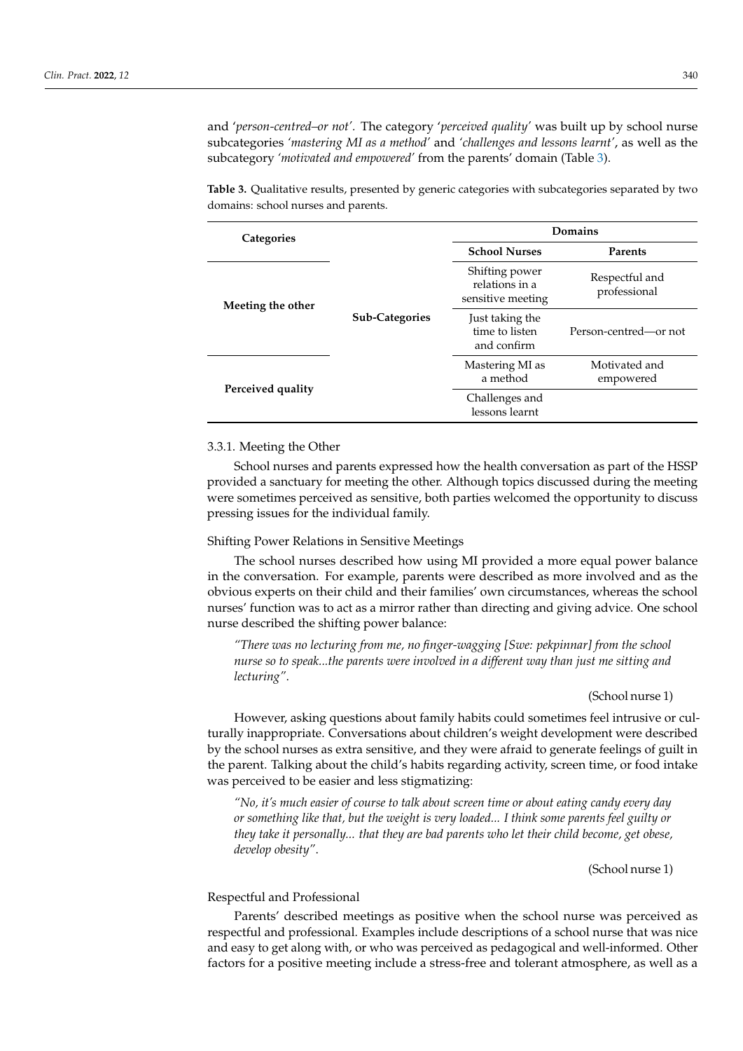and '*person-centred–or not*'. The category '*perceived quality*' was built up by school nurse subcategories *'mastering MI as a method'* and *'challenges and lessons learnt'*, as well as the subcategory *'motivated and empowered'* from the parents' domain (Table 3).

**Table 3.** Qualitative results, presented by generic categories with subcategories separated by two domains: school nurses and parents.

| Categories | | Domains | |
|---|---|---|---|
| | | **School Nurses** | **Parents** |
| **Meeting the other** | **Sub-Categories** | Shifting power relations in a sensitive meeting | Respectful and professional |
| | | Just taking the time to listen and confirm | Person-centred—or not |
| **Perceived quality** | | Mastering MI as a method | Motivated and empowered |
| | | Challenges and lessons learnt | |

### 3.3.1. Meeting the Other

School nurses and parents expressed how the health conversation as part of the HSSP provided a sanctuary for meeting the other. Although topics discussed during the meeting were sometimes perceived as sensitive, both parties welcomed the opportunity to discuss pressing issues for the individual family.

#### Shifting Power Relations in Sensitive Meetings

The school nurses described how using MI provided a more equal power balance in the conversation. For example, parents were described as more involved and as the obvious experts on their child and their families' own circumstances, whereas the school nurses' function was to act as a mirror rather than directing and giving advice. One school nurse described the shifting power balance:

> *"There was no lecturing from me, no finger-wagging [Swe: pekpinnar] from the school nurse so to speak...the parents were involved in a different way than just me sitting and lecturing"*.
>
> (School nurse 1)

However, asking questions about family habits could sometimes feel intrusive or culturally inappropriate. Conversations about children's weight development were described by the school nurses as extra sensitive, and they were afraid to generate feelings of guilt in the parent. Talking about the child's habits regarding activity, screen time, or food intake was perceived to be easier and less stigmatizing:

> *"No, it's much easier of course to talk about screen time or about eating candy every day or something like that, but the weight is very loaded... I think some parents feel guilty or they take it personally... that they are bad parents who let their child become, get obese, develop obesity"*.
>
> (School nurse 1)

#### Respectful and Professional

Parents' described meetings as positive when the school nurse was perceived as respectful and professional. Examples include descriptions of a school nurse that was nice and easy to get along with, or who was perceived as pedagogical and well-informed. Other factors for a positive meeting include a stress-free and tolerant atmosphere, as well as a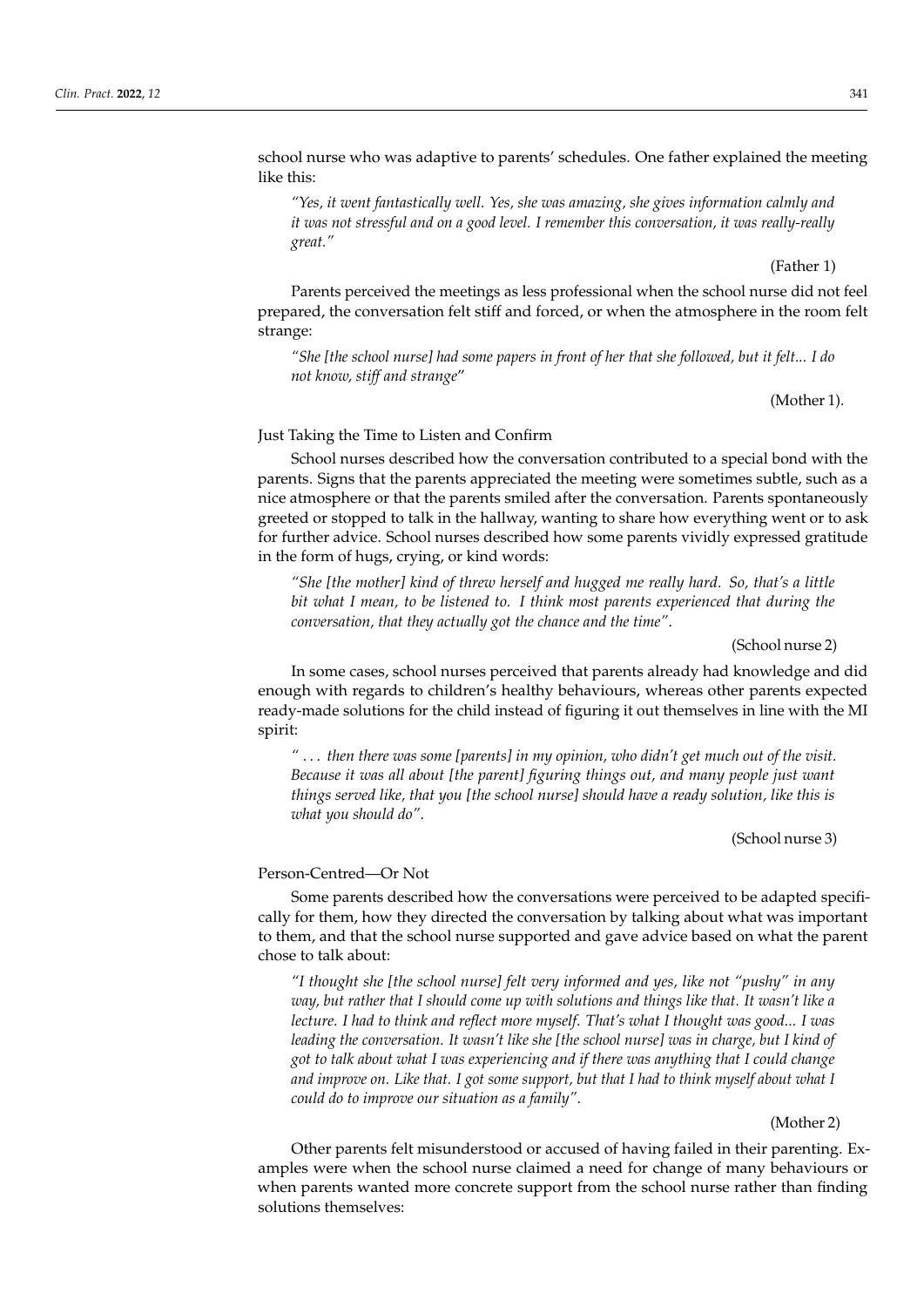school nurse who was adaptive to parents' schedules. One father explained the meeting like this:

> *"Yes, it went fantastically well. Yes, she was amazing, she gives information calmly and it was not stressful and on a good level. I remember this conversation, it was really-really great."*
>
> (Father 1)

Parents perceived the meetings as less professional when the school nurse did not feel prepared, the conversation felt stiff and forced, or when the atmosphere in the room felt strange:

> *"She [the school nurse] had some papers in front of her that she followed, but it felt... I do not know, stiff and strange"*
>
> (Mother 1).

#### Just Taking the Time to Listen and Confirm

School nurses described how the conversation contributed to a special bond with the parents. Signs that the parents appreciated the meeting were sometimes subtle, such as a nice atmosphere or that the parents smiled after the conversation. Parents spontaneously greeted or stopped to talk in the hallway, wanting to share how everything went or to ask for further advice. School nurses described how some parents vividly expressed gratitude in the form of hugs, crying, or kind words:

> *"She [the mother] kind of threw herself and hugged me really hard. So, that's a little bit what I mean, to be listened to. I think most parents experienced that during the conversation, that they actually got the chance and the time".*
>
> (School nurse 2)

In some cases, school nurses perceived that parents already had knowledge and did enough with regards to children's healthy behaviours, whereas other parents expected ready-made solutions for the child instead of figuring it out themselves in line with the MI spirit:

> *" … then there was some [parents] in my opinion, who didn't get much out of the visit. Because it was all about [the parent] figuring things out, and many people just want things served like, that you [the school nurse] should have a ready solution, like this is what you should do".*
>
> (School nurse 3)

#### Person-Centred—Or Not

Some parents described how the conversations were perceived to be adapted specifically for them, how they directed the conversation by talking about what was important to them, and that the school nurse supported and gave advice based on what the parent chose to talk about:

> *"I thought she [the school nurse] felt very informed and yes, like not "pushy" in any way, but rather that I should come up with solutions and things like that. It wasn't like a lecture. I had to think and reflect more myself. That's what I thought was good... I was leading the conversation. It wasn't like she [the school nurse] was in charge, but I kind of got to talk about what I was experiencing and if there was anything that I could change and improve on. Like that. I got some support, but that I had to think myself about what I could do to improve our situation as a family".*
>
> (Mother 2)

Other parents felt misunderstood or accused of having failed in their parenting. Examples were when the school nurse claimed a need for change of many behaviours or when parents wanted more concrete support from the school nurse rather than finding solutions themselves: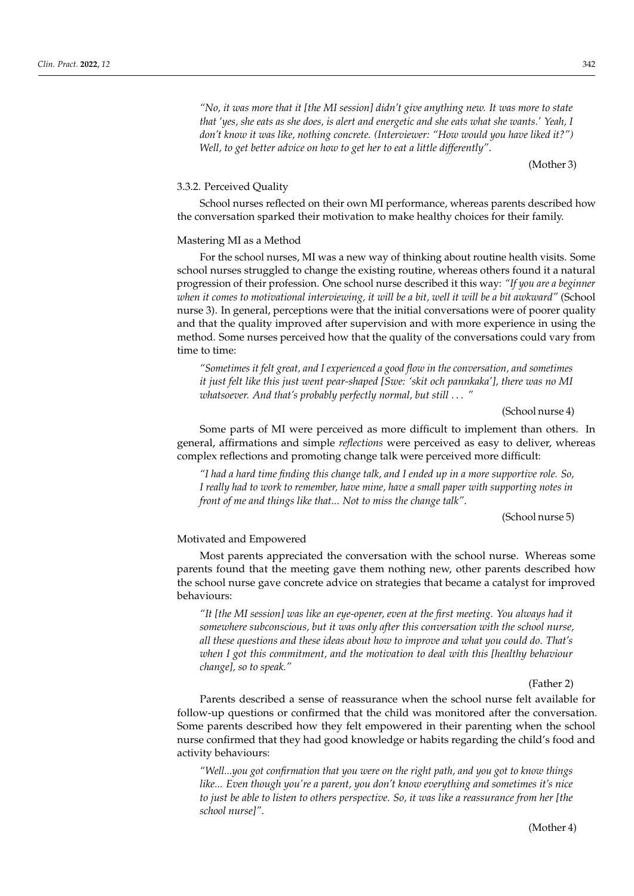*"No, it was more that it [the MI session] didn't give anything new. It was more to state that 'yes, she eats as she does, is alert and energetic and she eats what she wants.' Yeah, I don't know it was like, nothing concrete. (Interviewer: "How would you have liked it?") Well, to get better advice on how to get her to eat a little differently"*.

(Mother 3)

#### 3.3.2. Perceived Quality

School nurses reflected on their own MI performance, whereas parents described how the conversation sparked their motivation to make healthy choices for their family.

##### Mastering MI as a Method

For the school nurses, MI was a new way of thinking about routine health visits. Some school nurses struggled to change the existing routine, whereas others found it a natural progression of their profession. One school nurse described it this way: *"If you are a beginner when it comes to motivational interviewing, it will be a bit, well it will be a bit awkward"* (School nurse 3). In general, perceptions were that the initial conversations were of poorer quality and that the quality improved after supervision and with more experience in using the method. Some nurses perceived how that the quality of the conversations could vary from time to time:

*"Sometimes it felt great, and I experienced a good flow in the conversation, and sometimes it just felt like this just went pear-shaped [Swe: 'skit och pannkaka'], there was no MI whatsoever. And that's probably perfectly normal, but still . . . "*

(School nurse 4)

Some parts of MI were perceived as more difficult to implement than others. In general, affirmations and simple *reflections* were perceived as easy to deliver, whereas complex reflections and promoting change talk were perceived more difficult:

*"I had a hard time finding this change talk, and I ended up in a more supportive role. So, I really had to work to remember, have mine, have a small paper with supporting notes in front of me and things like that... Not to miss the change talk"*.

(School nurse 5)

##### Motivated and Empowered

Most parents appreciated the conversation with the school nurse. Whereas some parents found that the meeting gave them nothing new, other parents described how the school nurse gave concrete advice on strategies that became a catalyst for improved behaviours:

*"It [the MI session] was like an eye-opener, even at the first meeting. You always had it somewhere subconscious, but it was only after this conversation with the school nurse, all these questions and these ideas about how to improve and what you could do. That's when I got this commitment, and the motivation to deal with this [healthy behaviour change], so to speak."*

(Father 2)

Parents described a sense of reassurance when the school nurse felt available for follow-up questions or confirmed that the child was monitored after the conversation. Some parents described how they felt empowered in their parenting when the school nurse confirmed that they had good knowledge or habits regarding the child's food and activity behaviours:

*"Well...you got confirmation that you were on the right path, and you got to know things like... Even though you're a parent, you don't know everything and sometimes it's nice to just be able to listen to others perspective. So, it was like a reassurance from her [the school nurse]"*.

(Mother 4)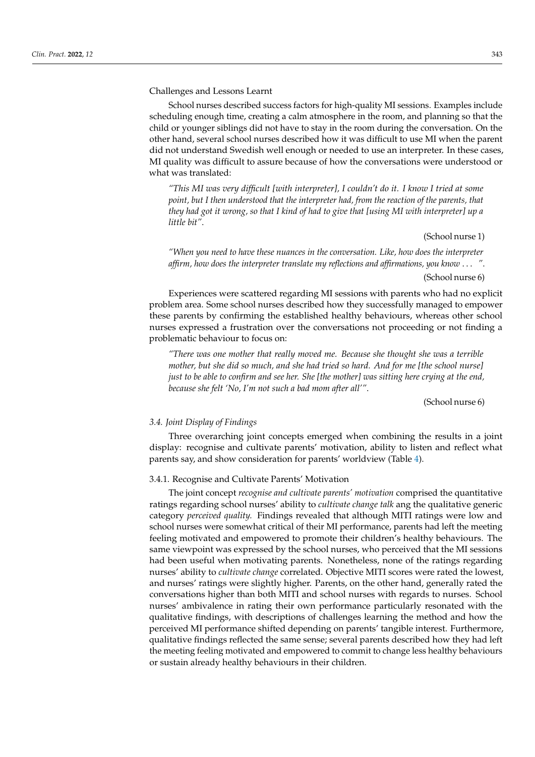Challenges and Lessons Learnt

School nurses described success factors for high-quality MI sessions. Examples include scheduling enough time, creating a calm atmosphere in the room, and planning so that the child or younger siblings did not have to stay in the room during the conversation. On the other hand, several school nurses described how it was difficult to use MI when the parent did not understand Swedish well enough or needed to use an interpreter. In these cases, MI quality was difficult to assure because of how the conversations were understood or what was translated:

> *"This MI was very difficult [with interpreter], I couldn't do it. I know I tried at some point, but I then understood that the interpreter had, from the reaction of the parents, that they had got it wrong, so that I kind of had to give that [using MI with interpreter] up a little bit"*.
>
> (School nurse 1)

> *"When you need to have these nuances in the conversation. Like, how does the interpreter affirm, how does the interpreter translate my reflections and affirmations, you know . . . "*.
>
> (School nurse 6)

Experiences were scattered regarding MI sessions with parents who had no explicit problem area. Some school nurses described how they successfully managed to empower these parents by confirming the established healthy behaviours, whereas other school nurses expressed a frustration over the conversations not proceeding or not finding a problematic behaviour to focus on:

> *"There was one mother that really moved me. Because she thought she was a terrible mother, but she did so much, and she had tried so hard. And for me [the school nurse] just to be able to confirm and see her. She [the mother] was sitting here crying at the end, because she felt 'No, I'm not such a bad mom after all'"*.
>
> (School nurse 6)

### *3.4. Joint Display of Findings*

Three overarching joint concepts emerged when combining the results in a joint display: recognise and cultivate parents' motivation, ability to listen and reflect what parents say, and show consideration for parents' worldview (Table 4).

#### 3.4.1. Recognise and Cultivate Parents' Motivation

The joint concept *recognise and cultivate parents' motivation* comprised the quantitative ratings regarding school nurses' ability to *cultivate change talk* ang the qualitative generic category *perceived quality.* Findings revealed that although MITI ratings were low and school nurses were somewhat critical of their MI performance, parents had left the meeting feeling motivated and empowered to promote their children's healthy behaviours. The same viewpoint was expressed by the school nurses, who perceived that the MI sessions had been useful when motivating parents. Nonetheless, none of the ratings regarding nurses' ability to *cultivate change* correlated. Objective MITI scores were rated the lowest, and nurses' ratings were slightly higher. Parents, on the other hand, generally rated the conversations higher than both MITI and school nurses with regards to nurses. School nurses' ambivalence in rating their own performance particularly resonated with the qualitative findings, with descriptions of challenges learning the method and how the perceived MI performance shifted depending on parents' tangible interest. Furthermore, qualitative findings reflected the same sense; several parents described how they had left the meeting feeling motivated and empowered to commit to change less healthy behaviours or sustain already healthy behaviours in their children.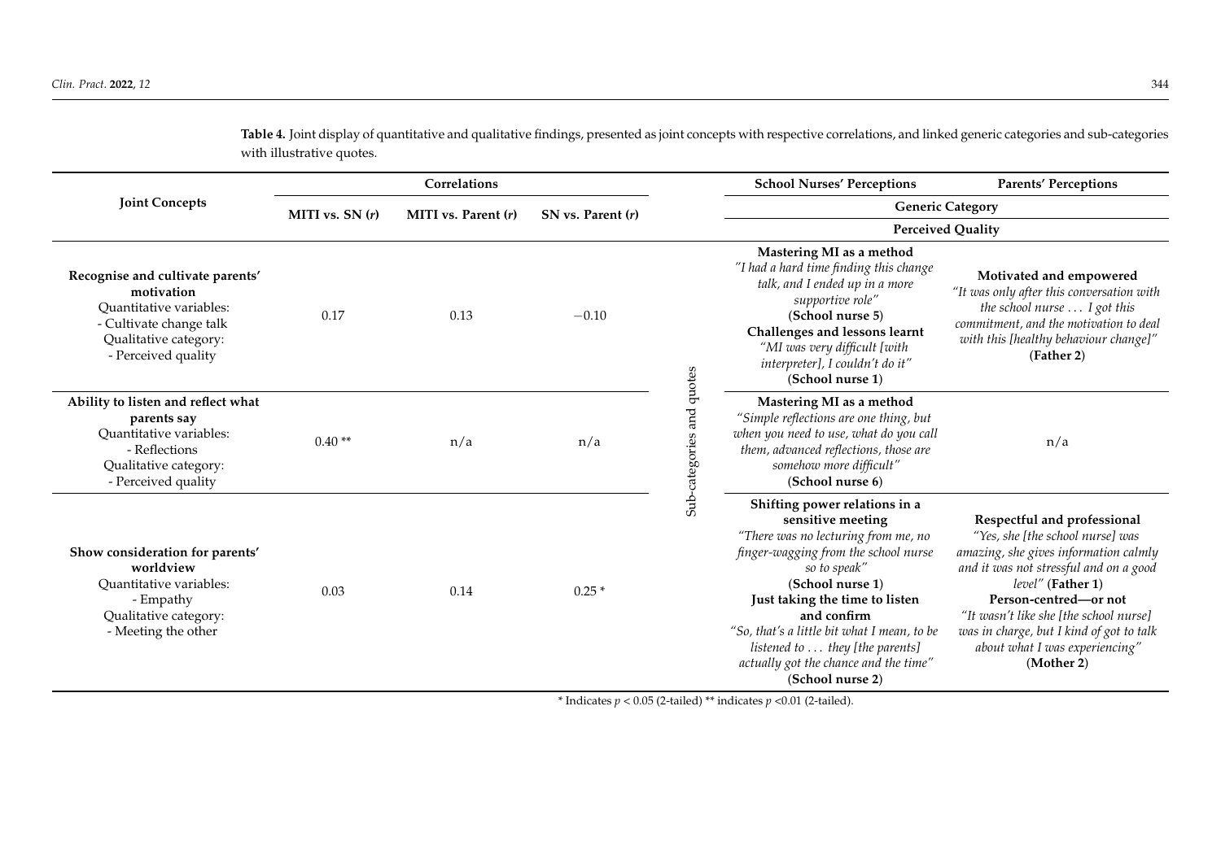**Table 4.** Joint display of quantitative and qualitative findings, presented as joint concepts with respective correlations, and linked generic categories and sub-categories with illustrative quotes.

| Joint Concepts | Correlations | | | | School Nurses' Perceptions | Parents' Perceptions |
|---|---|---|---|---|---|---|
| | | | | | Generic Category | |
| | MITI vs. SN (*r*) | MITI vs. Parent (*r*) | SN vs. Parent (*r*) | | Perceived Quality | |
| **Recognise and cultivate parents' motivation**<br>Quantitative variables:<br>- Cultivate change talk<br>Qualitative category:<br>- Perceived quality | 0.17 | 0.13 | −0.10 | Sub-categories and quotes | **Mastering MI as a method**<br>*"I had a hard time finding this change talk, and I ended up in a more supportive role"*<br>(**School nurse 5**)<br>**Challenges and lessons learnt**<br>*"MI was very difficult [with interpreter], I couldn't do it"*<br>(**School nurse 1**) | **Motivated and empowered**<br>*"It was only after this conversation with the school nurse ... I got this commitment, and the motivation to deal with this [healthy behaviour change]"*<br>(**Father 2**) |
| **Ability to listen and reflect what parents say**<br>Quantitative variables:<br>- Reflections<br>Qualitative category:<br>- Perceived quality | 0.40 ** | n/a | n/a | | **Mastering MI as a method**<br>*"Simple reflections are one thing, but when you need to use, what do you call them, advanced reflections, those are somehow more difficult"*<br>(**School nurse 6**) | n/a |
| **Show consideration for parents' worldview**<br>Quantitative variables:<br>- Empathy<br>Qualitative category:<br>- Meeting the other | 0.03 | 0.14 | 0.25 * | | **Shifting power relations in a sensitive meeting**<br>*"There was no lecturing from me, no finger-wagging from the school nurse so to speak"*<br>(**School nurse 1**)<br>**Just taking the time to listen and confirm**<br>*"So, that's a little bit what I mean, to be listened to ... they [the parents] actually got the chance and the time"*<br>(**School nurse 2**) | **Respectful and professional**<br>*"Yes, she [the school nurse] was amazing, she gives information calmly and it was not stressful and on a good level"* (**Father 1**)<br>**Person-centred—or not**<br>*"It wasn't like she [the school nurse] was in charge, but I kind of got to talk about what I was experiencing"*<br>(**Mother 2**) |

\* Indicates $p < 0.05$ (2-tailed) ** indicates $p < 0.01$ (2-tailed).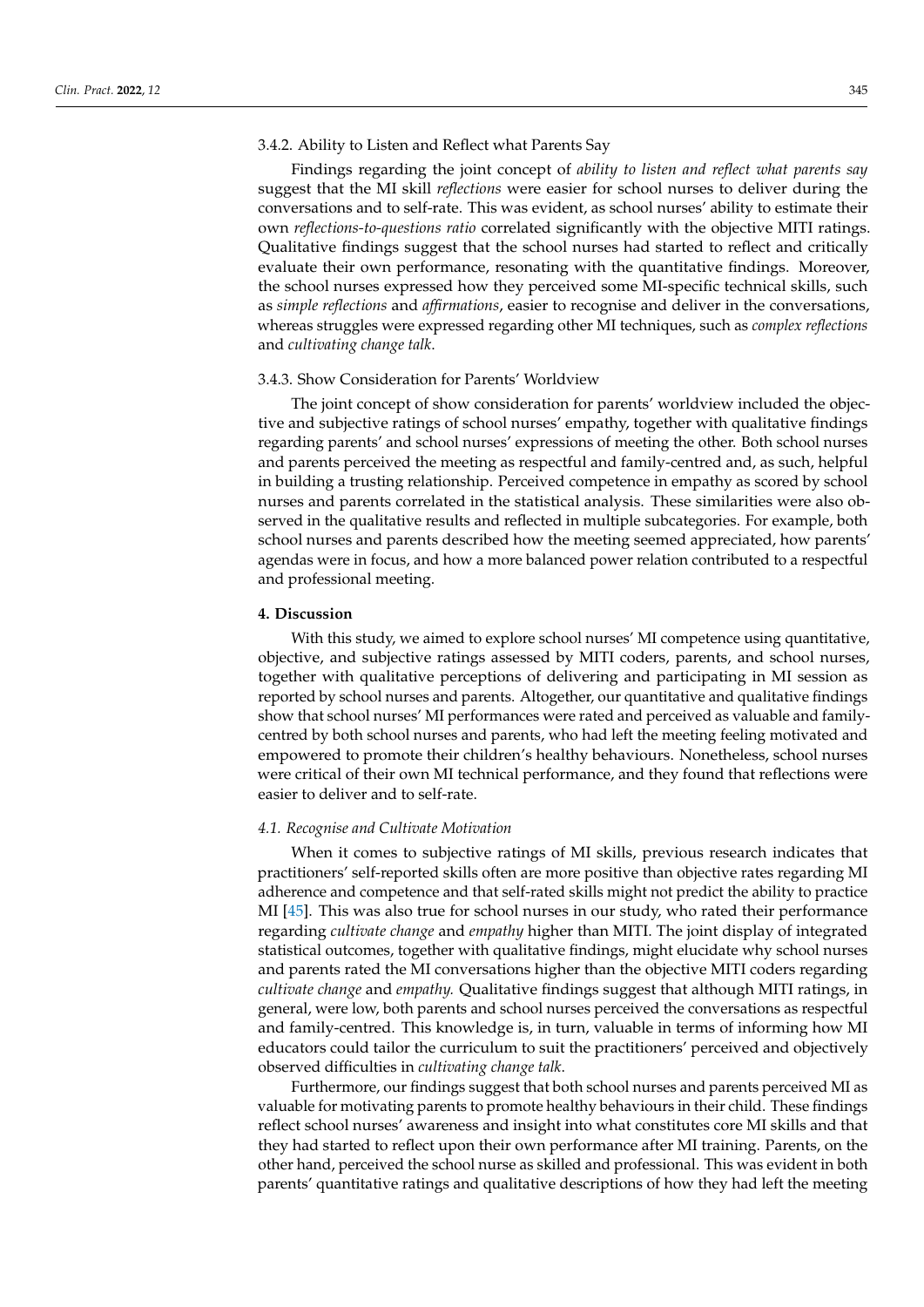#### 3.4.2. Ability to Listen and Reflect what Parents Say

Findings regarding the joint concept of *ability to listen and reflect what parents say* suggest that the MI skill *reflections* were easier for school nurses to deliver during the conversations and to self-rate. This was evident, as school nurses' ability to estimate their own *reflections-to-questions ratio* correlated significantly with the objective MITI ratings. Qualitative findings suggest that the school nurses had started to reflect and critically evaluate their own performance, resonating with the quantitative findings. Moreover, the school nurses expressed how they perceived some MI-specific technical skills, such as *simple reflections* and *affirmations*, easier to recognise and deliver in the conversations, whereas struggles were expressed regarding other MI techniques, such as *complex reflections* and *cultivating change talk*.

#### 3.4.3. Show Consideration for Parents' Worldview

The joint concept of show consideration for parents' worldview included the objective and subjective ratings of school nurses' empathy, together with qualitative findings regarding parents' and school nurses' expressions of meeting the other. Both school nurses and parents perceived the meeting as respectful and family-centred and, as such, helpful in building a trusting relationship. Perceived competence in empathy as scored by school nurses and parents correlated in the statistical analysis. These similarities were also observed in the qualitative results and reflected in multiple subcategories. For example, both school nurses and parents described how the meeting seemed appreciated, how parents' agendas were in focus, and how a more balanced power relation contributed to a respectful and professional meeting.

## 4. Discussion

With this study, we aimed to explore school nurses' MI competence using quantitative, objective, and subjective ratings assessed by MITI coders, parents, and school nurses, together with qualitative perceptions of delivering and participating in MI session as reported by school nurses and parents. Altogether, our quantitative and qualitative findings show that school nurses' MI performances were rated and perceived as valuable and family-centred by both school nurses and parents, who had left the meeting feeling motivated and empowered to promote their children's healthy behaviours. Nonetheless, school nurses were critical of their own MI technical performance, and they found that reflections were easier to deliver and to self-rate.

### *4.1. Recognise and Cultivate Motivation*

When it comes to subjective ratings of MI skills, previous research indicates that practitioners' self-reported skills often are more positive than objective rates regarding MI adherence and competence and that self-rated skills might not predict the ability to practice MI [45]. This was also true for school nurses in our study, who rated their performance regarding *cultivate change* and *empathy* higher than MITI. The joint display of integrated statistical outcomes, together with qualitative findings, might elucidate why school nurses and parents rated the MI conversations higher than the objective MITI coders regarding *cultivate change* and *empathy.* Qualitative findings suggest that although MITI ratings, in general, were low, both parents and school nurses perceived the conversations as respectful and family-centred. This knowledge is, in turn, valuable in terms of informing how MI educators could tailor the curriculum to suit the practitioners' perceived and objectively observed difficulties in *cultivating change talk*.

Furthermore, our findings suggest that both school nurses and parents perceived MI as valuable for motivating parents to promote healthy behaviours in their child. These findings reflect school nurses' awareness and insight into what constitutes core MI skills and that they had started to reflect upon their own performance after MI training. Parents, on the other hand, perceived the school nurse as skilled and professional. This was evident in both parents' quantitative ratings and qualitative descriptions of how they had left the meeting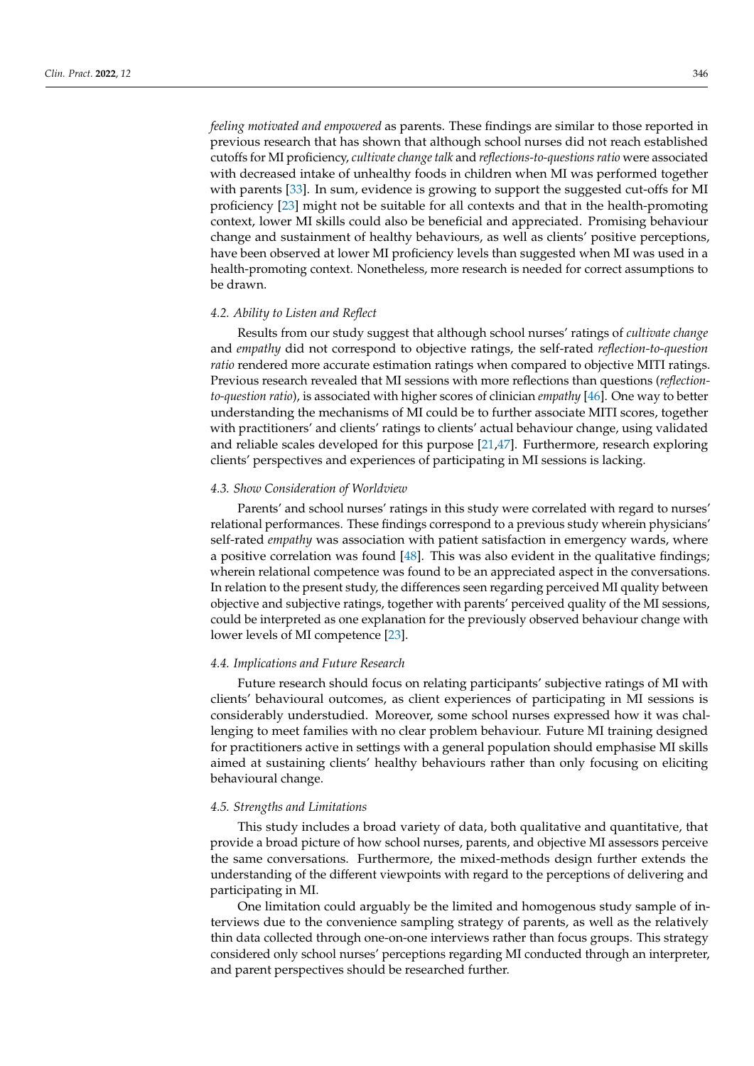*feeling motivated and empowered* as parents. These findings are similar to those reported in previous research that has shown that although school nurses did not reach established cutoffs for MI proficiency, *cultivate change talk* and *reflections-to-questions ratio* were associated with decreased intake of unhealthy foods in children when MI was performed together with parents [33]. In sum, evidence is growing to support the suggested cut-offs for MI proficiency [23] might not be suitable for all contexts and that in the health-promoting context, lower MI skills could also be beneficial and appreciated. Promising behaviour change and sustainment of healthy behaviours, as well as clients' positive perceptions, have been observed at lower MI proficiency levels than suggested when MI was used in a health-promoting context. Nonetheless, more research is needed for correct assumptions to be drawn.

### 4.2. Ability to Listen and Reflect

Results from our study suggest that although school nurses' ratings of *cultivate change* and *empathy* did not correspond to objective ratings, the self-rated *reflection-to-question ratio* rendered more accurate estimation ratings when compared to objective MITI ratings. Previous research revealed that MI sessions with more reflections than questions (*reflection-to-question ratio*), is associated with higher scores of clinician *empathy* [46]. One way to better understanding the mechanisms of MI could be to further associate MITI scores, together with practitioners' and clients' ratings to clients' actual behaviour change, using validated and reliable scales developed for this purpose [21,47]. Furthermore, research exploring clients' perspectives and experiences of participating in MI sessions is lacking.

### 4.3. Show Consideration of Worldview

Parents' and school nurses' ratings in this study were correlated with regard to nurses' relational performances. These findings correspond to a previous study wherein physicians' self-rated *empathy* was association with patient satisfaction in emergency wards, where a positive correlation was found [48]. This was also evident in the qualitative findings; wherein relational competence was found to be an appreciated aspect in the conversations. In relation to the present study, the differences seen regarding perceived MI quality between objective and subjective ratings, together with parents' perceived quality of the MI sessions, could be interpreted as one explanation for the previously observed behaviour change with lower levels of MI competence [23].

### 4.4. Implications and Future Research

Future research should focus on relating participants' subjective ratings of MI with clients' behavioural outcomes, as client experiences of participating in MI sessions is considerably understudied. Moreover, some school nurses expressed how it was challenging to meet families with no clear problem behaviour. Future MI training designed for practitioners active in settings with a general population should emphasise MI skills aimed at sustaining clients' healthy behaviours rather than only focusing on eliciting behavioural change.

### 4.5. Strengths and Limitations

This study includes a broad variety of data, both qualitative and quantitative, that provide a broad picture of how school nurses, parents, and objective MI assessors perceive the same conversations. Furthermore, the mixed-methods design further extends the understanding of the different viewpoints with regard to the perceptions of delivering and participating in MI.

One limitation could arguably be the limited and homogenous study sample of interviews due to the convenience sampling strategy of parents, as well as the relatively thin data collected through one-on-one interviews rather than focus groups. This strategy considered only school nurses' perceptions regarding MI conducted through an interpreter, and parent perspectives should be researched further.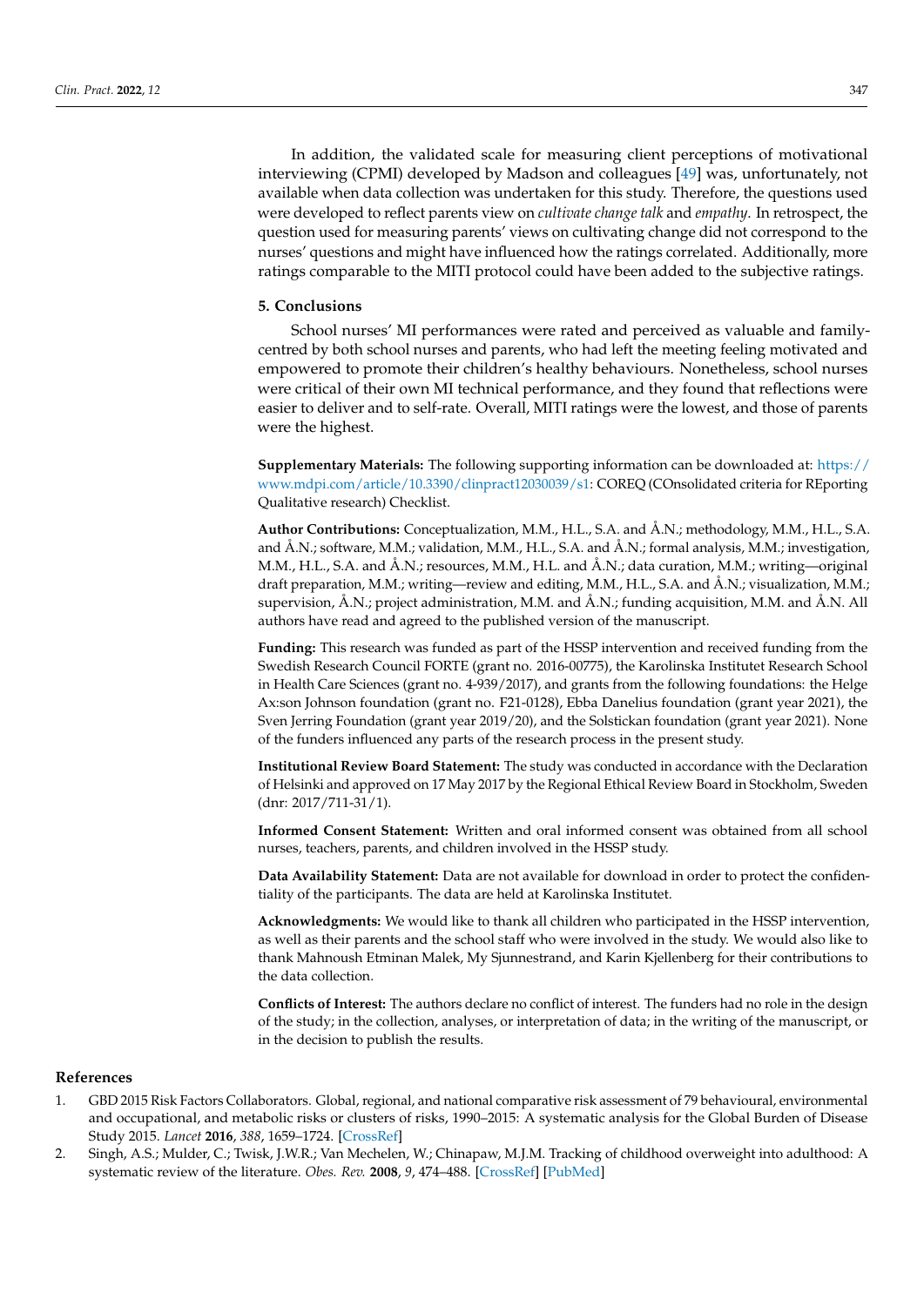In addition, the validated scale for measuring client perceptions of motivational interviewing (CPMI) developed by Madson and colleagues [49] was, unfortunately, not available when data collection was undertaken for this study. Therefore, the questions used were developed to reflect parents view on *cultivate change talk* and *empathy*. In retrospect, the question used for measuring parents' views on cultivating change did not correspond to the nurses' questions and might have influenced how the ratings correlated. Additionally, more ratings comparable to the MITI protocol could have been added to the subjective ratings.

## 5. Conclusions

School nurses' MI performances were rated and perceived as valuable and family-centred by both school nurses and parents, who had left the meeting feeling motivated and empowered to promote their children's healthy behaviours. Nonetheless, school nurses were critical of their own MI technical performance, and they found that reflections were easier to deliver and to self-rate. Overall, MITI ratings were the lowest, and those of parents were the highest.

**Supplementary Materials:** The following supporting information can be downloaded at: https://www.mdpi.com/article/10.3390/clinpract12030039/s1: COREQ (COnsolidated criteria for REporting Qualitative research) Checklist.

**Author Contributions:** Conceptualization, M.M., H.L., S.A. and Å.N.; methodology, M.M., H.L., S.A. and Å.N.; software, M.M.; validation, M.M., H.L., S.A. and Å.N.; formal analysis, M.M.; investigation, M.M., H.L., S.A. and Å.N.; resources, M.M., H.L. and Å.N.; data curation, M.M.; writing—original draft preparation, M.M.; writing—review and editing, M.M., H.L., S.A. and Å.N.; visualization, M.M.; supervision, Å.N.; project administration, M.M. and Å.N.; funding acquisition, M.M. and Å.N. All authors have read and agreed to the published version of the manuscript.

**Funding:** This research was funded as part of the HSSP intervention and received funding from the Swedish Research Council FORTE (grant no. 2016-00775), the Karolinska Institutet Research School in Health Care Sciences (grant no. 4-939/2017), and grants from the following foundations: the Helge Ax:son Johnson foundation (grant no. F21-0128), Ebba Danelius foundation (grant year 2021), the Sven Jerring Foundation (grant year 2019/20), and the Solstickan foundation (grant year 2021). None of the funders influenced any parts of the research process in the present study.

**Institutional Review Board Statement:** The study was conducted in accordance with the Declaration of Helsinki and approved on 17 May 2017 by the Regional Ethical Review Board in Stockholm, Sweden (dnr: 2017/711-31/1).

**Informed Consent Statement:** Written and oral informed consent was obtained from all school nurses, teachers, parents, and children involved in the HSSP study.

**Data Availability Statement:** Data are not available for download in order to protect the confidentiality of the participants. The data are held at Karolinska Institutet.

**Acknowledgments:** We would like to thank all children who participated in the HSSP intervention, as well as their parents and the school staff who were involved in the study. We would also like to thank Mahnoush Etminan Malek, My Sjunnestrand, and Karin Kjellenberg for their contributions to the data collection.

**Conflicts of Interest:** The authors declare no conflict of interest. The funders had no role in the design of the study; in the collection, analyses, or interpretation of data; in the writing of the manuscript, or in the decision to publish the results.

## References

1. GBD 2015 Risk Factors Collaborators. Global, regional, and national comparative risk assessment of 79 behavioural, environmental and occupational, and metabolic risks or clusters of risks, 1990–2015: A systematic analysis for the Global Burden of Disease Study 2015. *Lancet* **2016**, *388*, 1659–1724. [CrossRef]
2. Singh, A.S.; Mulder, C.; Twisk, J.W.R.; Van Mechelen, W.; Chinapaw, M.J.M. Tracking of childhood overweight into adulthood: A systematic review of the literature. *Obes. Rev.* **2008**, *9*, 474–488. [CrossRef] [PubMed]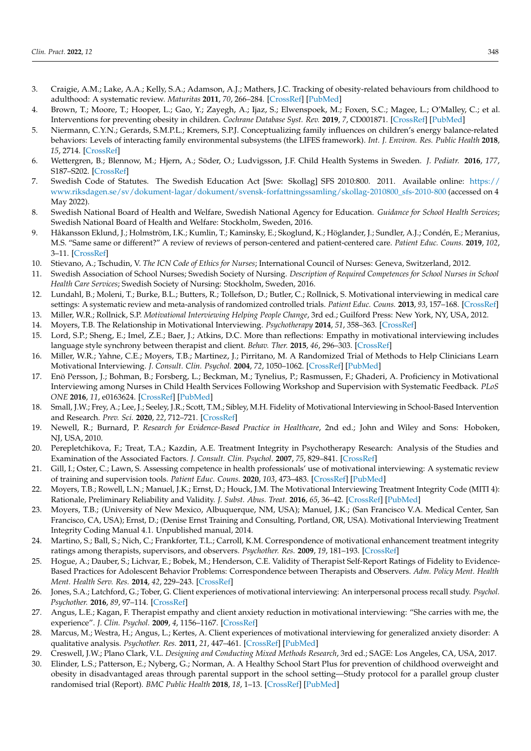3. Craigie, A.M.; Lake, A.A.; Kelly, S.A.; Adamson, A.J.; Mathers, J.C. Tracking of obesity-related behaviours from childhood to adulthood: A systematic review. *Maturitas* **2011**, *70*, 266–284. [CrossRef] [PubMed]
4. Brown, T.; Moore, T.; Hooper, L.; Gao, Y.; Zayegh, A.; Ijaz, S.; Elwenspoek, M.; Foxen, S.C.; Magee, L.; O'Malley, C.; et al. Interventions for preventing obesity in children. *Cochrane Database Syst. Rev.* **2019**, *7*, CD001871. [CrossRef] [PubMed]
5. Niermann, C.Y.N.; Gerards, S.M.P.L.; Kremers, S.P.J. Conceptualizing family influences on children's energy balance-related behaviors: Levels of interacting family environmental subsystems (the LIFES framework). *Int. J. Environ. Res. Public Health* **2018**, *15*, 2714. [CrossRef]
6. Wettergren, B.; Blennow, M.; Hjern, A.; Söder, O.; Ludvigsson, J.F. Child Health Systems in Sweden. *J. Pediatr.* **2016**, *177*, S187–S202. [CrossRef]
7. Swedish Code of Statutes. The Swedish Education Act [Swe: Skollag] SFS 2010:800. 2011. Available online: https://www.riksdagen.se/sv/dokument-lagar/dokument/svensk-forfattningssamling/skollag-2010800_sfs-2010-800 (accessed on 4 May 2022).
8. Swedish National Board of Health and Welfare, Swedish National Agency for Education. *Guidance for School Health Services*; Swedish National Board of Health and Welfare: Stockholm, Sweden, 2016.
9. Håkansson Eklund, J.; Holmström, I.K.; Kumlin, T.; Kaminsky, E.; Skoglund, K.; Höglander, J.; Sundler, A.J.; Condén, E.; Meranius, M.S. "Same same or different?" A review of reviews of person-centered and patient-centered care. *Patient Educ. Couns.* **2019**, *102*, 3–11. [CrossRef]
10. Stievano, A.; Tschudin, V. *The ICN Code of Ethics for Nurses*; International Council of Nurses: Geneva, Switzerland, 2012.
11. Swedish Association of School Nurses; Swedish Society of Nursing. *Description of Required Competences for School Nurses in School Health Care Services*; Swedish Society of Nursing: Stockholm, Sweden, 2016.
12. Lundahl, B.; Moleni, T.; Burke, B.L.; Butters, R.; Tollefson, D.; Butler, C.; Rollnick, S. Motivational interviewing in medical care settings: A systematic review and meta-analysis of randomized controlled trials. *Patient Educ. Couns.* **2013**, *93*, 157–168. [CrossRef]
13. Miller, W.R.; Rollnick, S.P. *Motivational Interviewing Helping People Change*, 3rd ed.; Guilford Press: New York, NY, USA, 2012.
14. Moyers, T.B. The Relationship in Motivational Interviewing. *Psychotherapy* **2014**, *51*, 358–363. [CrossRef]
15. Lord, S.P.; Sheng, E.; Imel, Z.E.; Baer, J.; Atkins, D.C. More than reflections: Empathy in motivational interviewing includes language style synchrony between therapist and client. *Behav. Ther.* **2015**, *46*, 296–303. [CrossRef]
16. Miller, W.R.; Yahne, C.E.; Moyers, T.B.; Martinez, J.; Pirritano, M. A Randomized Trial of Methods to Help Clinicians Learn Motivational Interviewing. *J. Consult. Clin. Psychol.* **2004**, *72*, 1050–1062. [CrossRef] [PubMed]
17. Enö Persson, J.; Bohman, B.; Forsberg, L.; Beckman, M.; Tynelius, P.; Rasmussen, F.; Ghaderi, A. Proficiency in Motivational Interviewing among Nurses in Child Health Services Following Workshop and Supervision with Systematic Feedback. *PLoS ONE* **2016**, *11*, e0163624. [CrossRef] [PubMed]
18. Small, J.W.; Frey, A.; Lee, J.; Seeley, J.R.; Scott, T.M.; Sibley, M.H. Fidelity of Motivational Interviewing in School-Based Intervention and Research. *Prev. Sci.* **2020**, *22*, 712–721. [CrossRef]
19. Newell, R.; Burnard, P. *Research for Evidence-Based Practice in Healthcare*, 2nd ed.; John and Wiley and Sons: Hoboken, NJ, USA, 2010.
20. Perepletchikova, F.; Treat, T.A.; Kazdin, A.E. Treatment Integrity in Psychotherapy Research: Analysis of the Studies and Examination of the Associated Factors. *J. Consult. Clin. Psychol.* **2007**, *75*, 829–841. [CrossRef]
21. Gill, I.; Oster, C.; Lawn, S. Assessing competence in health professionals' use of motivational interviewing: A systematic review of training and supervision tools. *Patient Educ. Couns.* **2020**, *103*, 473–483. [CrossRef] [PubMed]
22. Moyers, T.B.; Rowell, L.N.; Manuel, J.K.; Ernst, D.; Houck, J.M. The Motivational Interviewing Treatment Integrity Code (MITI 4): Rationale, Preliminary Reliability and Validity. *J. Subst. Abus. Treat.* **2016**, *65*, 36–42. [CrossRef] [PubMed]
23. Moyers, T.B.; (University of New Mexico, Albuquerque, NM, USA); Manuel, J.K.; (San Francisco V.A. Medical Center, San Francisco, CA, USA); Ernst, D.; (Denise Ernst Training and Consulting, Portland, OR, USA). Motivational Interviewing Treatment Integrity Coding Manual 4.1. Unpublished manual, 2014.
24. Martino, S.; Ball, S.; Nich, C.; Frankforter, T.L.; Carroll, K.M. Correspondence of motivational enhancement treatment integrity ratings among therapists, supervisors, and observers. *Psychother. Res.* **2009**, *19*, 181–193. [CrossRef]
25. Hogue, A.; Dauber, S.; Lichvar, E.; Bobek, M.; Henderson, C.E. Validity of Therapist Self-Report Ratings of Fidelity to Evidence-Based Practices for Adolescent Behavior Problems: Correspondence between Therapists and Observers. *Adm. Policy Ment. Health Ment. Health Serv. Res.* **2014**, *42*, 229–243. [CrossRef]
26. Jones, S.A.; Latchford, G.; Tober, G. Client experiences of motivational interviewing: An interpersonal process recall study. *Psychol. Psychother.* **2016**, *89*, 97–114. [CrossRef]
27. Angus, L.E.; Kagan, F. Therapist empathy and client anxiety reduction in motivational interviewing: "She carries with me, the experience". *J. Clin. Psychol.* **2009**, *4*, 1156–1167. [CrossRef]
28. Marcus, M.; Westra, H.; Angus, L.; Kertes, A. Client experiences of motivational interviewing for generalized anxiety disorder: A qualitative analysis. *Psychother. Res.* **2011**, *21*, 447–461. [CrossRef] [PubMed]
29. Creswell, J.W.; Plano Clark, V.L. *Designing and Conducting Mixed Methods Research*, 3rd ed.; SAGE: Los Angeles, CA, USA, 2017.
30. Elinder, L.S.; Patterson, E.; Nyberg, G.; Norman, A. A Healthy School Start Plus for prevention of childhood overweight and obesity in disadvantaged areas through parental support in the school setting—Study protocol for a parallel group cluster randomised trial (Report). *BMC Public Health* **2018**, *18*, 1–13. [CrossRef] [PubMed]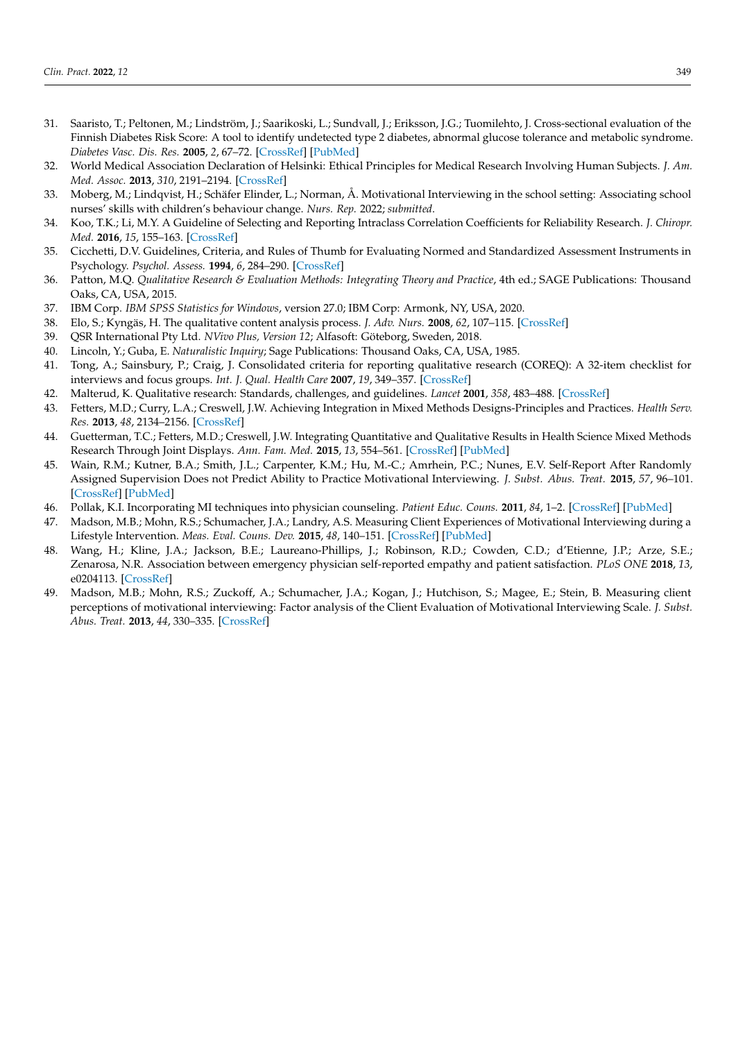31. Saaristo, T.; Peltonen, M.; Lindström, J.; Saarikoski, L.; Sundvall, J.; Eriksson, J.G.; Tuomilehto, J. Cross-sectional evaluation of the Finnish Diabetes Risk Score: A tool to identify undetected type 2 diabetes, abnormal glucose tolerance and metabolic syndrome. *Diabetes Vasc. Dis. Res.* **2005**, *2*, 67–72. [CrossRef] [PubMed]
32. World Medical Association Declaration of Helsinki: Ethical Principles for Medical Research Involving Human Subjects. *J. Am. Med. Assoc.* **2013**, *310*, 2191–2194. [CrossRef]
33. Moberg, M.; Lindqvist, H.; Schäfer Elinder, L.; Norman, Å. Motivational Interviewing in the school setting: Associating school nurses' skills with children's behaviour change. *Nurs. Rep.* 2022; *submitted*.
34. Koo, T.K.; Li, M.Y. A Guideline of Selecting and Reporting Intraclass Correlation Coefficients for Reliability Research. *J. Chiropr. Med.* **2016**, *15*, 155–163. [CrossRef]
35. Cicchetti, D.V. Guidelines, Criteria, and Rules of Thumb for Evaluating Normed and Standardized Assessment Instruments in Psychology. *Psychol. Assess.* **1994**, *6*, 284–290. [CrossRef]
36. Patton, M.Q. *Qualitative Research & Evaluation Methods: Integrating Theory and Practice*, 4th ed.; SAGE Publications: Thousand Oaks, CA, USA, 2015.
37. IBM Corp. *IBM SPSS Statistics for Windows*, version 27.0; IBM Corp: Armonk, NY, USA, 2020.
38. Elo, S.; Kyngäs, H. The qualitative content analysis process. *J. Adv. Nurs.* **2008**, *62*, 107–115. [CrossRef]
39. QSR International Pty Ltd. *NVivo Plus, Version 12*; Alfasoft: Göteborg, Sweden, 2018.
40. Lincoln, Y.; Guba, E. *Naturalistic Inquiry*; Sage Publications: Thousand Oaks, CA, USA, 1985.
41. Tong, A.; Sainsbury, P.; Craig, J. Consolidated criteria for reporting qualitative research (COREQ): A 32-item checklist for interviews and focus groups. *Int. J. Qual. Health Care* **2007**, *19*, 349–357. [CrossRef]
42. Malterud, K. Qualitative research: Standards, challenges, and guidelines. *Lancet* **2001**, *358*, 483–488. [CrossRef]
43. Fetters, M.D.; Curry, L.A.; Creswell, J.W. Achieving Integration in Mixed Methods Designs-Principles and Practices. *Health Serv. Res.* **2013**, *48*, 2134–2156. [CrossRef]
44. Guetterman, T.C.; Fetters, M.D.; Creswell, J.W. Integrating Quantitative and Qualitative Results in Health Science Mixed Methods Research Through Joint Displays. *Ann. Fam. Med.* **2015**, *13*, 554–561. [CrossRef] [PubMed]
45. Wain, R.M.; Kutner, B.A.; Smith, J.L.; Carpenter, K.M.; Hu, M.-C.; Amrhein, P.C.; Nunes, E.V. Self-Report After Randomly Assigned Supervision Does not Predict Ability to Practice Motivational Interviewing. *J. Subst. Abus. Treat.* **2015**, *57*, 96–101. [CrossRef] [PubMed]
46. Pollak, K.I. Incorporating MI techniques into physician counseling. *Patient Educ. Couns.* **2011**, *84*, 1–2. [CrossRef] [PubMed]
47. Madson, M.B.; Mohn, R.S.; Schumacher, J.A.; Landry, A.S. Measuring Client Experiences of Motivational Interviewing during a Lifestyle Intervention. *Meas. Eval. Couns. Dev.* **2015**, *48*, 140–151. [CrossRef] [PubMed]
48. Wang, H.; Kline, J.A.; Jackson, B.E.; Laureano-Phillips, J.; Robinson, R.D.; Cowden, C.D.; d'Etienne, J.P.; Arze, S.E.; Zenarosa, N.R. Association between emergency physician self-reported empathy and patient satisfaction. *PLoS ONE* **2018**, *13*, e0204113. [CrossRef]
49. Madson, M.B.; Mohn, R.S.; Zuckoff, A.; Schumacher, J.A.; Kogan, J.; Hutchison, S.; Magee, E.; Stein, B. Measuring client perceptions of motivational interviewing: Factor analysis of the Client Evaluation of Motivational Interviewing Scale. *J. Subst. Abus. Treat.* **2013**, *44*, 330–335. [CrossRef]